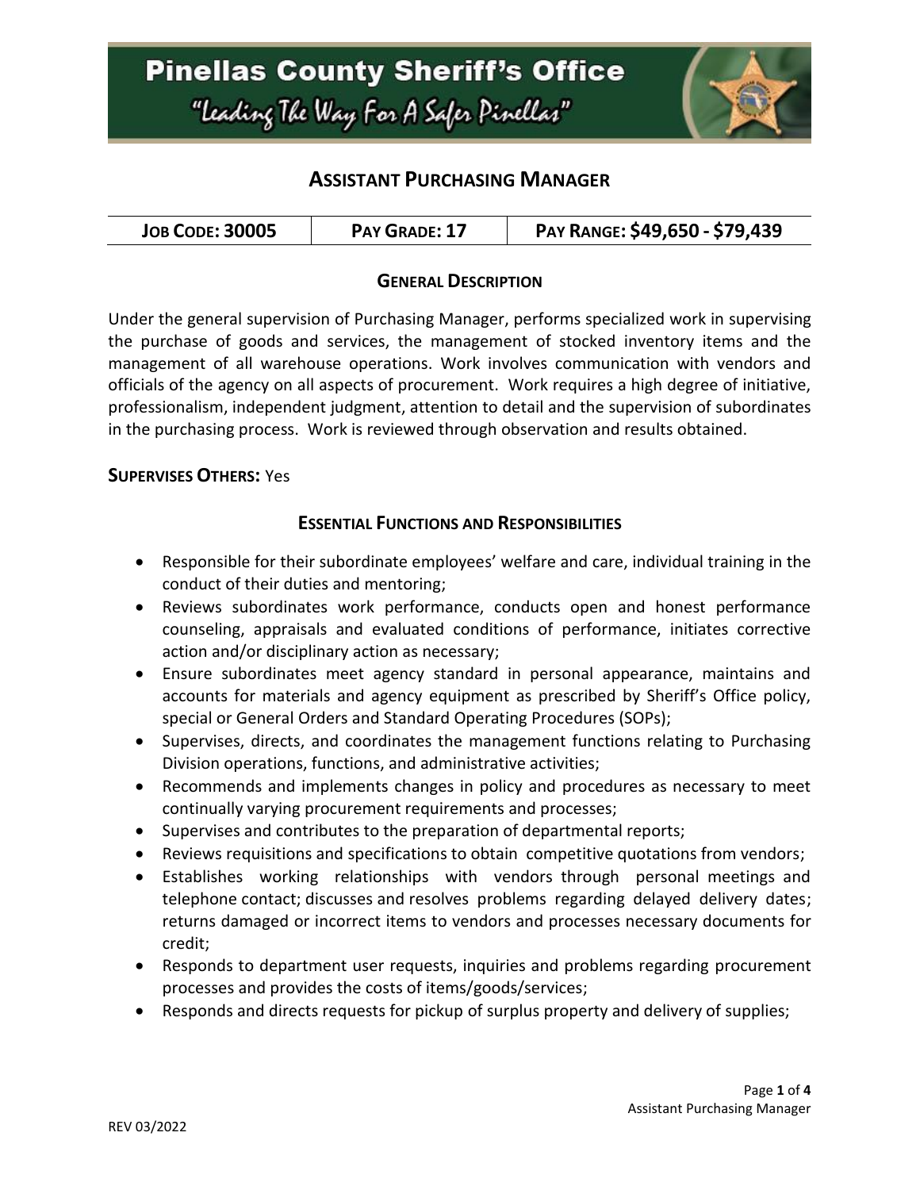# Pinellas County Sheriff's Office

*"Leading The Way For A Safer Pinellas"*

## Assistant Purchasing Manager

| **Job Code: 30005** | **Pay Grade: 17** | **Pay Range: $49,650 - $79,439** |
|---|---|---|

### General Description

Under the general supervision of Purchasing Manager, performs specialized work in supervising the purchase of goods and services, the management of stocked inventory items and the management of all warehouse operations. Work involves communication with vendors and officials of the agency on all aspects of procurement. Work requires a high degree of initiative, professionalism, independent judgment, attention to detail and the supervision of subordinates in the purchasing process. Work is reviewed through observation and results obtained.

**Supervises Others:** Yes

### Essential Functions and Responsibilities

- Responsible for their subordinate employees' welfare and care, individual training in the conduct of their duties and mentoring;
- Reviews subordinates work performance, conducts open and honest performance counseling, appraisals and evaluated conditions of performance, initiates corrective action and/or disciplinary action as necessary;
- Ensure subordinates meet agency standard in personal appearance, maintains and accounts for materials and agency equipment as prescribed by Sheriff's Office policy, special or General Orders and Standard Operating Procedures (SOPs);
- Supervises, directs, and coordinates the management functions relating to Purchasing Division operations, functions, and administrative activities;
- Recommends and implements changes in policy and procedures as necessary to meet continually varying procurement requirements and processes;
- Supervises and contributes to the preparation of departmental reports;
- Reviews requisitions and specifications to obtain competitive quotations from vendors;
- Establishes working relationships with vendors through personal meetings and telephone contact; discusses and resolves problems regarding delayed delivery dates; returns damaged or incorrect items to vendors and processes necessary documents for credit;
- Responds to department user requests, inquiries and problems regarding procurement processes and provides the costs of items/goods/services;
- Responds and directs requests for pickup of surplus property and delivery of supplies;

REV 03/2022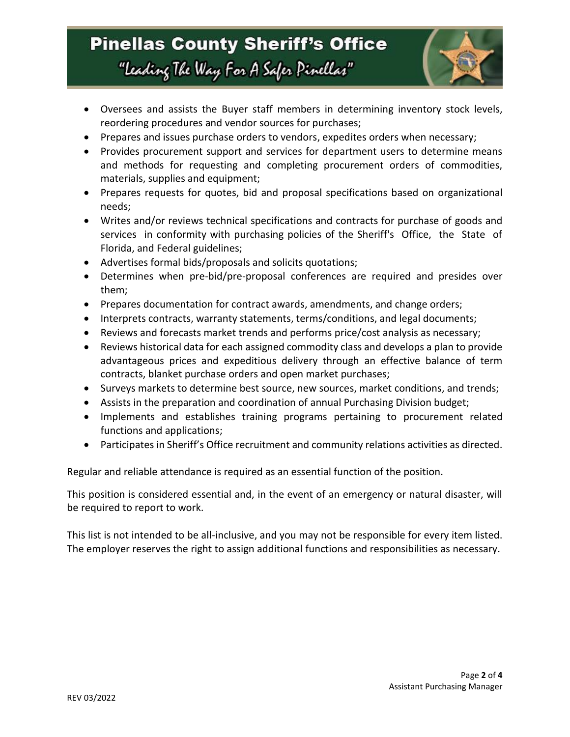- Oversees and assists the Buyer staff members in determining inventory stock levels, reordering procedures and vendor sources for purchases;
- Prepares and issues purchase orders to vendors, expedites orders when necessary;
- Provides procurement support and services for department users to determine means and methods for requesting and completing procurement orders of commodities, materials, supplies and equipment;
- Prepares requests for quotes, bid and proposal specifications based on organizational needs;
- Writes and/or reviews technical specifications and contracts for purchase of goods and services in conformity with purchasing policies of the Sheriff's Office, the State of Florida, and Federal guidelines;
- Advertises formal bids/proposals and solicits quotations;
- Determines when pre-bid/pre-proposal conferences are required and presides over them;
- Prepares documentation for contract awards, amendments, and change orders;
- Interprets contracts, warranty statements, terms/conditions, and legal documents;
- Reviews and forecasts market trends and performs price/cost analysis as necessary;
- Reviews historical data for each assigned commodity class and develops a plan to provide advantageous prices and expeditious delivery through an effective balance of term contracts, blanket purchase orders and open market purchases;
- Surveys markets to determine best source, new sources, market conditions, and trends;
- Assists in the preparation and coordination of annual Purchasing Division budget;
- Implements and establishes training programs pertaining to procurement related functions and applications;
- Participates in Sheriff's Office recruitment and community relations activities as directed.

Regular and reliable attendance is required as an essential function of the position.

This position is considered essential and, in the event of an emergency or natural disaster, will be required to report to work.

This list is not intended to be all-inclusive, and you may not be responsible for every item listed. The employer reserves the right to assign additional functions and responsibilities as necessary.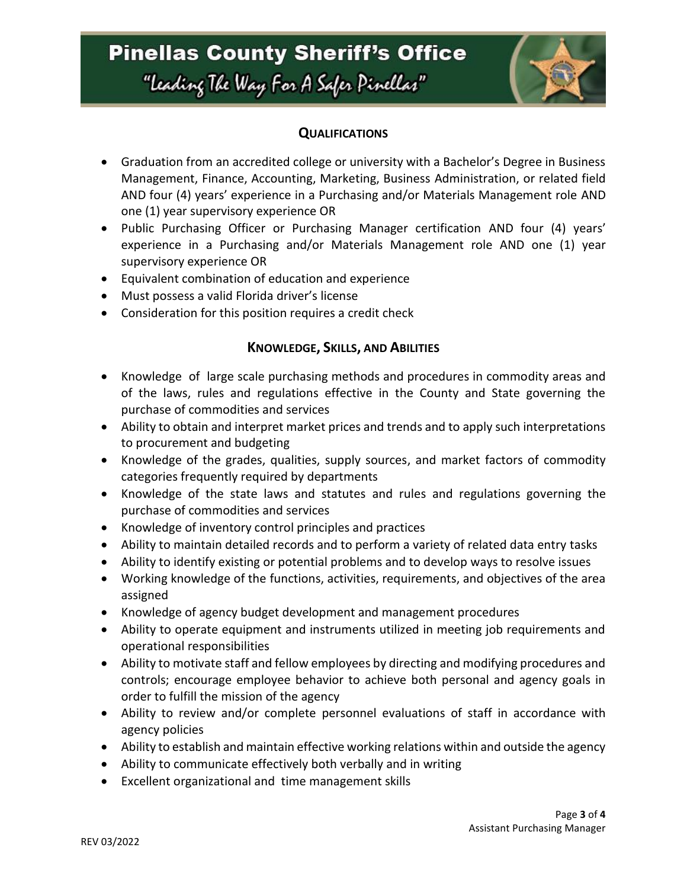## QUALIFICATIONS

- Graduation from an accredited college or university with a Bachelor's Degree in Business Management, Finance, Accounting, Marketing, Business Administration, or related field AND four (4) years' experience in a Purchasing and/or Materials Management role AND one (1) year supervisory experience OR
- Public Purchasing Officer or Purchasing Manager certification AND four (4) years' experience in a Purchasing and/or Materials Management role AND one (1) year supervisory experience OR
- Equivalent combination of education and experience
- Must possess a valid Florida driver's license
- Consideration for this position requires a credit check

## KNOWLEDGE, SKILLS, AND ABILITIES

- Knowledge of large scale purchasing methods and procedures in commodity areas and of the laws, rules and regulations effective in the County and State governing the purchase of commodities and services
- Ability to obtain and interpret market prices and trends and to apply such interpretations to procurement and budgeting
- Knowledge of the grades, qualities, supply sources, and market factors of commodity categories frequently required by departments
- Knowledge of the state laws and statutes and rules and regulations governing the purchase of commodities and services
- Knowledge of inventory control principles and practices
- Ability to maintain detailed records and to perform a variety of related data entry tasks
- Ability to identify existing or potential problems and to develop ways to resolve issues
- Working knowledge of the functions, activities, requirements, and objectives of the area assigned
- Knowledge of agency budget development and management procedures
- Ability to operate equipment and instruments utilized in meeting job requirements and operational responsibilities
- Ability to motivate staff and fellow employees by directing and modifying procedures and controls; encourage employee behavior to achieve both personal and agency goals in order to fulfill the mission of the agency
- Ability to review and/or complete personnel evaluations of staff in accordance with agency policies
- Ability to establish and maintain effective working relations within and outside the agency
- Ability to communicate effectively both verbally and in writing
- Excellent organizational and time management skills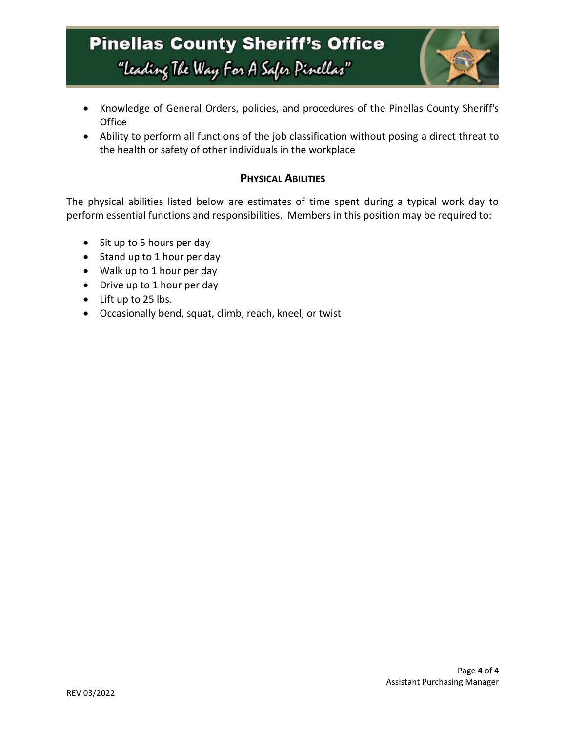- Knowledge of General Orders, policies, and procedures of the Pinellas County Sheriff's Office
- Ability to perform all functions of the job classification without posing a direct threat to the health or safety of other individuals in the workplace

## Physical Abilities

The physical abilities listed below are estimates of time spent during a typical work day to perform essential functions and responsibilities. Members in this position may be required to:

- Sit up to 5 hours per day
- Stand up to 1 hour per day
- Walk up to 1 hour per day
- Drive up to 1 hour per day
- Lift up to 25 lbs.
- Occasionally bend, squat, climb, reach, kneel, or twist